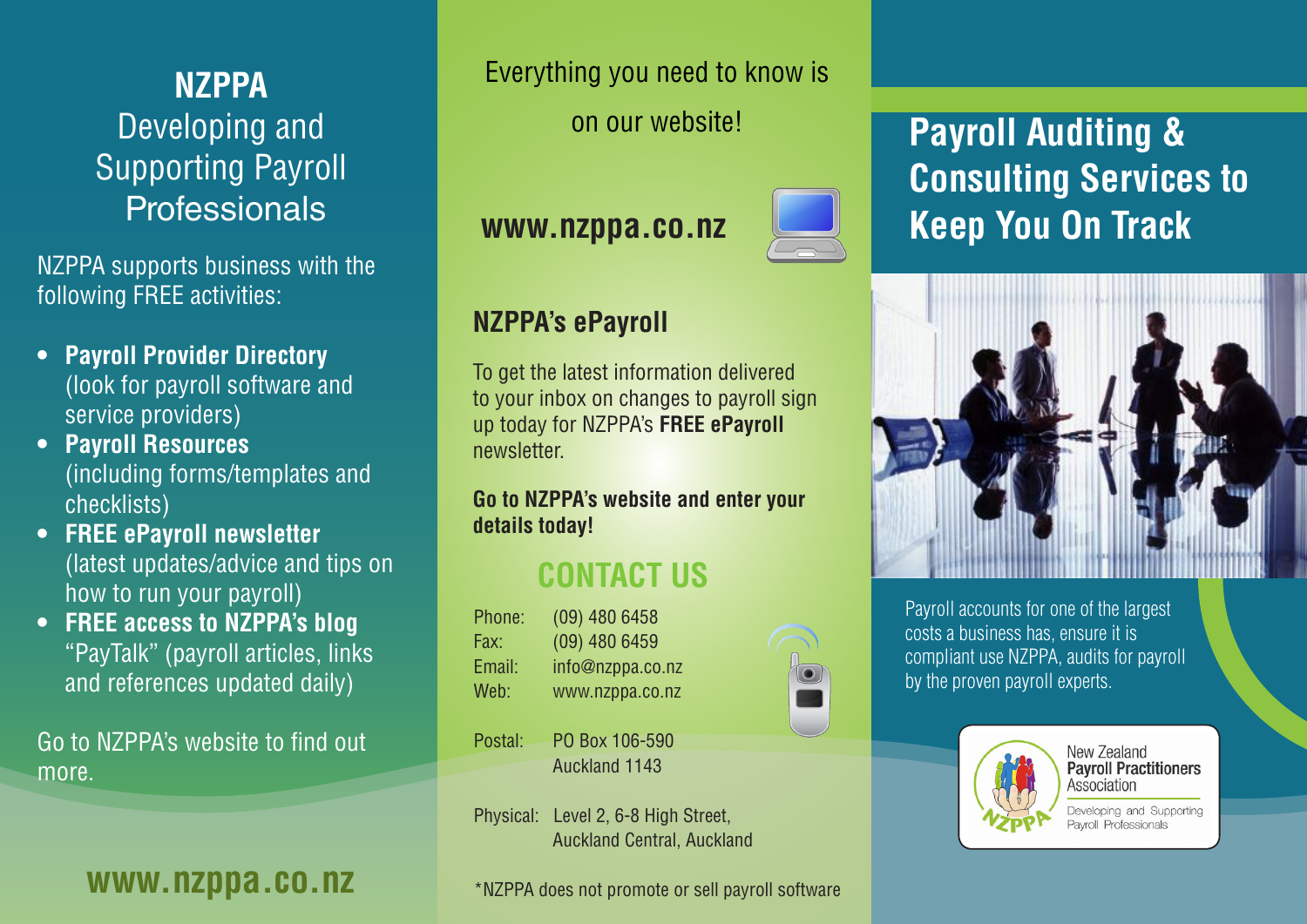# NZPPA

## Developing and Supporting Payroll Professionals

NZPPA supports business with the following FREE activities:

- **Payroll Provider Directory** (look for payroll software and service providers)
- **Payroll Resources** (including forms/templates and checklists)
- **FREE ePayroll newsletter** (latest updates/advice and tips on how to run your payroll)
- **FREE access to NZPPA's blog** "PayTalk" (payroll articles, links and references updated daily)

Go to NZPPA's website to find out more.

**www.nzppa.co.nz**

Everything you need to know is on our website!

**www.nzppa.co.nz**

## NZPPA's ePayroll

To get the latest information delivered to your inbox on changes to payroll sign up today for NZPPA's **FREE ePayroll** newsletter.

**Go to NZPPA's website and enter your details today!**

## CONTACT US

Phone: (09) 480 6458
Fax: (09) 480 6459
Email: info@nzppa.co.nz
Web: www.nzppa.co.nz

Postal: PO Box 106-590
Auckland 1143

Physical: Level 2, 6-8 High Street,
Auckland Central, Auckland

*NZPPA does not promote or sell payroll software

# Payroll Auditing & Consulting Services to Keep You On Track

Payroll accounts for one of the largest costs a business has, ensure it is compliant use NZPPA, audits for payroll by the proven payroll experts.

New Zealand **Payroll Practitioners** Association

Developing and Supporting Payroll Professionals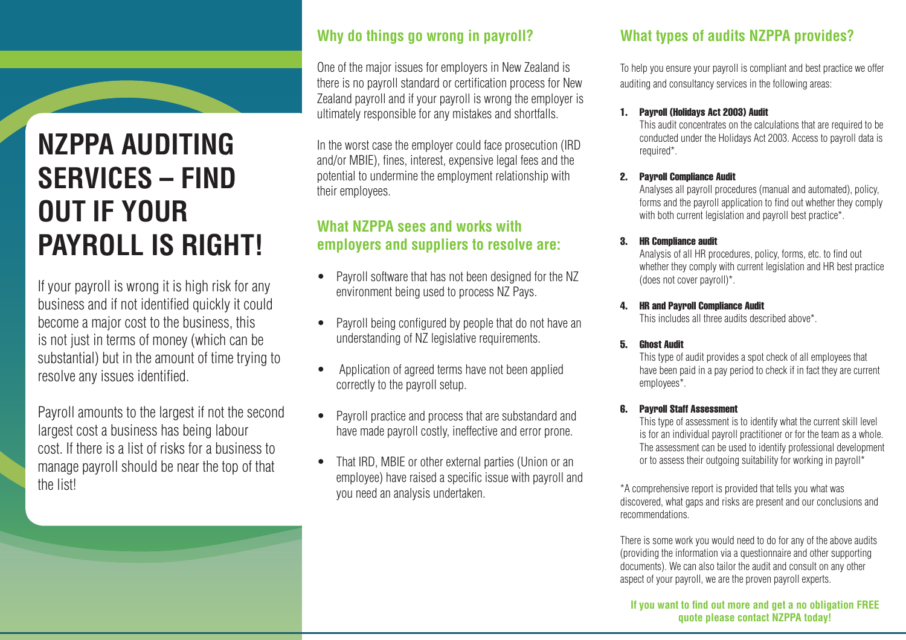# NZPPA AUDITING SERVICES – FIND OUT IF YOUR PAYROLL IS RIGHT!

If your payroll is wrong it is high risk for any business and if not identified quickly it could become a major cost to the business, this is not just in terms of money (which can be substantial) but in the amount of time trying to resolve any issues identified.

Payroll amounts to the largest if not the second largest cost a business has being labour cost. If there is a list of risks for a business to manage payroll should be near the top of that the list!

## Why do things go wrong in payroll?

One of the major issues for employers in New Zealand is there is no payroll standard or certification process for New Zealand payroll and if your payroll is wrong the employer is ultimately responsible for any mistakes and shortfalls.

In the worst case the employer could face prosecution (IRD and/or MBIE), fines, interest, expensive legal fees and the potential to undermine the employment relationship with their employees.

## What NZPPA sees and works with employers and suppliers to resolve are:

- Payroll software that has not been designed for the NZ environment being used to process NZ Pays.
- Payroll being configured by people that do not have an understanding of NZ legislative requirements.
- Application of agreed terms have not been applied correctly to the payroll setup.
- Payroll practice and process that are substandard and have made payroll costly, ineffective and error prone.
- That IRD, MBIE or other external parties (Union or an employee) have raised a specific issue with payroll and you need an analysis undertaken.

## What types of audits NZPPA provides?

To help you ensure your payroll is compliant and best practice we offer auditing and consultancy services in the following areas:

1. **Payroll (Holidays Act 2003) Audit**
   This audit concentrates on the calculations that are required to be conducted under the Holidays Act 2003. Access to payroll data is required*.

2. **Payroll Compliance Audit**
   Analyses all payroll procedures (manual and automated), policy, forms and the payroll application to find out whether they comply with both current legislation and payroll best practice*.

3. **HR Compliance audit**
   Analysis of all HR procedures, policy, forms, etc. to find out whether they comply with current legislation and HR best practice (does not cover payroll)*.

4. **HR and Payroll Compliance Audit**
   This includes all three audits described above*.

5. **Ghost Audit**
   This type of audit provides a spot check of all employees that have been paid in a pay period to check if in fact they are current employees*.

6. **Payroll Staff Assessment**
   This type of assessment is to identify what the current skill level is for an individual payroll practitioner or for the team as a whole. The assessment can be used to identify professional development or to assess their outgoing suitability for working in payroll*

*A comprehensive report is provided that tells you what was discovered, what gaps and risks are present and our conclusions and recommendations.

There is some work you would need to do for any of the above audits (providing the information via a questionnaire and other supporting documents). We can also tailor the audit and consult on any other aspect of your payroll, we are the proven payroll experts.

**If you want to find out more and get a no obligation FREE quote please contact NZPPA today!**